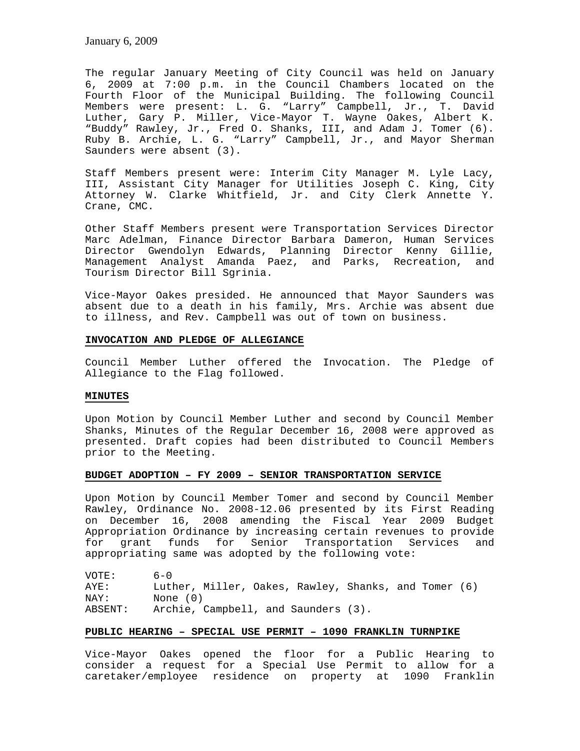January 6, 2009

The regular January Meeting of City Council was held on January 6, 2009 at 7:00 p.m. in the Council Chambers located on the Fourth Floor of the Municipal Building. The following Council Members were present: L. G. "Larry" Campbell, Jr., T. David Luther, Gary P. Miller, Vice-Mayor T. Wayne Oakes, Albert K. "Buddy" Rawley, Jr., Fred O. Shanks, III, and Adam J. Tomer (6). Ruby B. Archie, L. G. "Larry" Campbell, Jr., and Mayor Sherman Saunders were absent (3).

Staff Members present were: Interim City Manager M. Lyle Lacy, III, Assistant City Manager for Utilities Joseph C. King, City Attorney W. Clarke Whitfield, Jr. and City Clerk Annette Y. Crane, CMC.

Other Staff Members present were Transportation Services Director Marc Adelman, Finance Director Barbara Dameron, Human Services Director Gwendolyn Edwards, Planning Director Kenny Gillie, Management Analyst Amanda Paez, and Parks, Recreation, and Tourism Director Bill Sgrinia.

Vice-Mayor Oakes presided. He announced that Mayor Saunders was absent due to a death in his family, Mrs. Archie was absent due to illness, and Rev. Campbell was out of town on business.

**INVOCATION AND PLEDGE OF ALLEGIANCE**

Council Member Luther offered the Invocation. The Pledge of Allegiance to the Flag followed.

**MINUTES**

Upon Motion by Council Member Luther and second by Council Member Shanks, Minutes of the Regular December 16, 2008 were approved as presented. Draft copies had been distributed to Council Members prior to the Meeting.

**BUDGET ADOPTION – FY 2009 – SENIOR TRANSPORTATION SERVICE**

Upon Motion by Council Member Tomer and second by Council Member Rawley, Ordinance No. 2008-12.06 presented by its First Reading on December 16, 2008 amending the Fiscal Year 2009 Budget Appropriation Ordinance by increasing certain revenues to provide for grant funds for Senior Transportation Services and appropriating same was adopted by the following vote:

VOTE: 6-0
AYE: Luther, Miller, Oakes, Rawley, Shanks, and Tomer (6)
NAY: None (0)
ABSENT: Archie, Campbell, and Saunders (3).

**PUBLIC HEARING – SPECIAL USE PERMIT – 1090 FRANKLIN TURNPIKE**

Vice-Mayor Oakes opened the floor for a Public Hearing to consider a request for a Special Use Permit to allow for a caretaker/employee residence on property at 1090 Franklin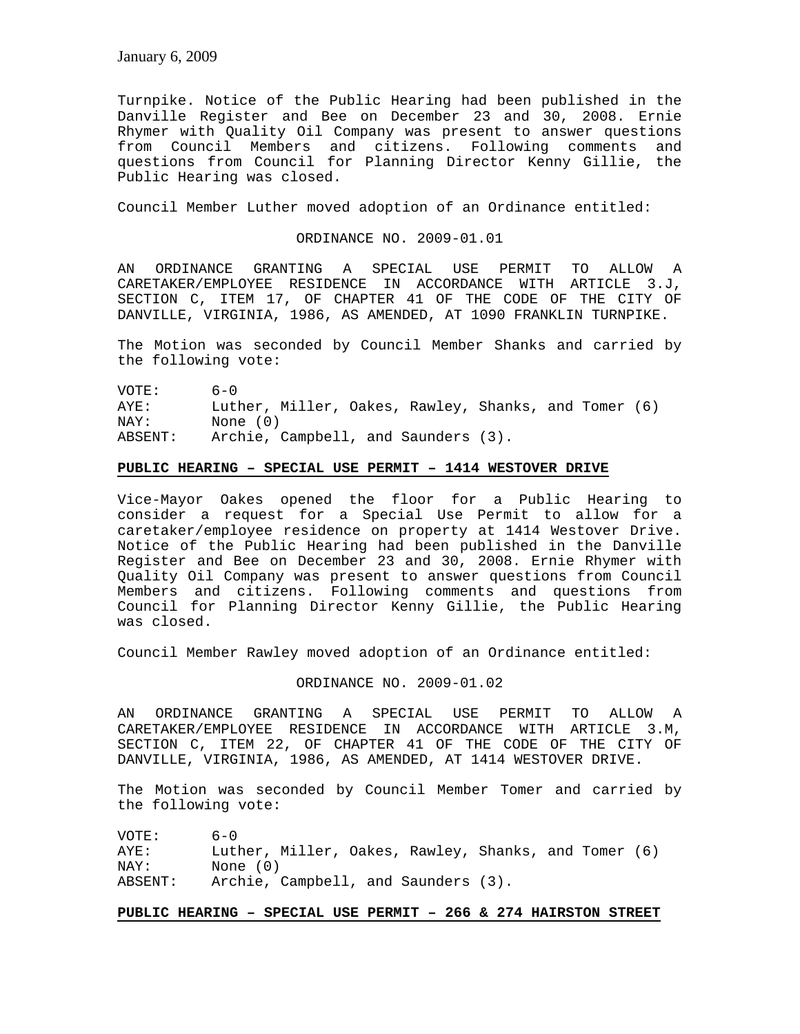Turnpike. Notice of the Public Hearing had been published in the Danville Register and Bee on December 23 and 30, 2008. Ernie Rhymer with Quality Oil Company was present to answer questions from Council Members and citizens. Following comments and questions from Council for Planning Director Kenny Gillie, the Public Hearing was closed.

Council Member Luther moved adoption of an Ordinance entitled:

ORDINANCE NO. 2009-01.01

AN ORDINANCE GRANTING A SPECIAL USE PERMIT TO ALLOW A CARETAKER/EMPLOYEE RESIDENCE IN ACCORDANCE WITH ARTICLE 3.J, SECTION C, ITEM 17, OF CHAPTER 41 OF THE CODE OF THE CITY OF DANVILLE, VIRGINIA, 1986, AS AMENDED, AT 1090 FRANKLIN TURNPIKE.

The Motion was seconded by Council Member Shanks and carried by the following vote:

VOTE: 6-0
AYE: Luther, Miller, Oakes, Rawley, Shanks, and Tomer (6)
NAY: None (0)
ABSENT: Archie, Campbell, and Saunders (3).

**PUBLIC HEARING – SPECIAL USE PERMIT – 1414 WESTOVER DRIVE**

Vice-Mayor Oakes opened the floor for a Public Hearing to consider a request for a Special Use Permit to allow for a caretaker/employee residence on property at 1414 Westover Drive. Notice of the Public Hearing had been published in the Danville Register and Bee on December 23 and 30, 2008. Ernie Rhymer with Quality Oil Company was present to answer questions from Council Members and citizens. Following comments and questions from Council for Planning Director Kenny Gillie, the Public Hearing was closed.

Council Member Rawley moved adoption of an Ordinance entitled:

ORDINANCE NO. 2009-01.02

AN ORDINANCE GRANTING A SPECIAL USE PERMIT TO ALLOW A CARETAKER/EMPLOYEE RESIDENCE IN ACCORDANCE WITH ARTICLE 3.M, SECTION C, ITEM 22, OF CHAPTER 41 OF THE CODE OF THE CITY OF DANVILLE, VIRGINIA, 1986, AS AMENDED, AT 1414 WESTOVER DRIVE.

The Motion was seconded by Council Member Tomer and carried by the following vote:

VOTE: 6-0
AYE: Luther, Miller, Oakes, Rawley, Shanks, and Tomer (6)
NAY: None (0)
ABSENT: Archie, Campbell, and Saunders (3).

**PUBLIC HEARING – SPECIAL USE PERMIT – 266 & 274 HAIRSTON STREET**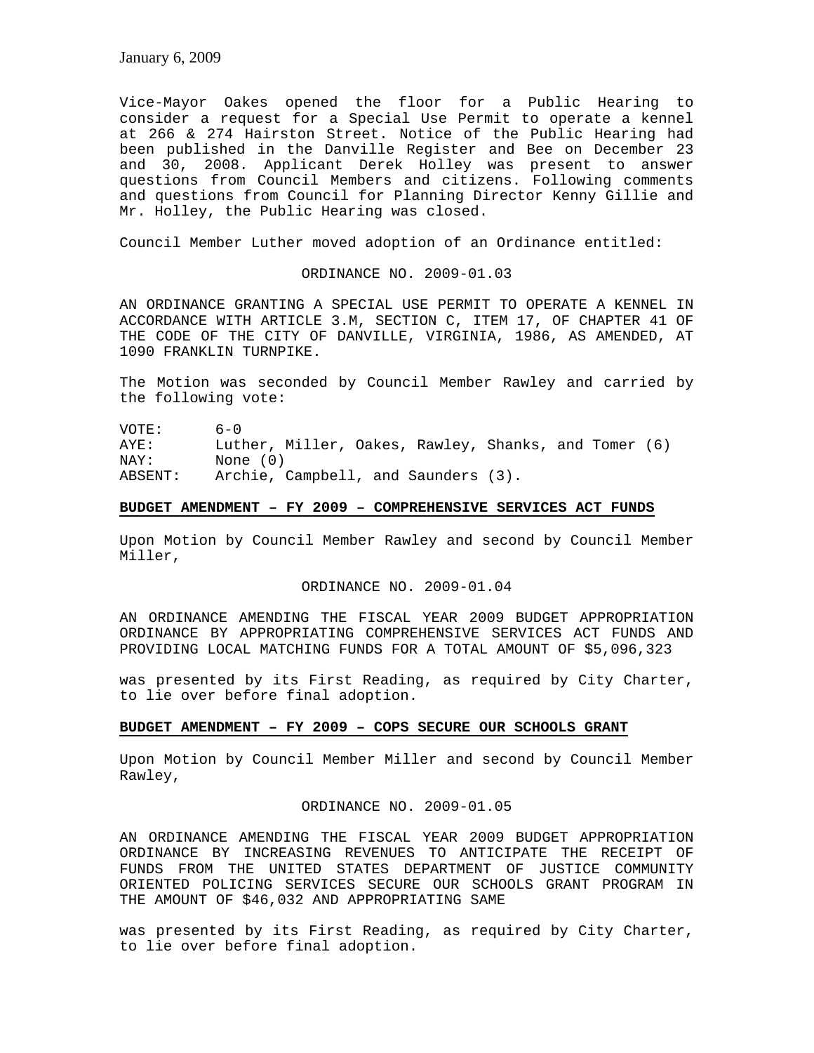Vice-Mayor Oakes opened the floor for a Public Hearing to consider a request for a Special Use Permit to operate a kennel at 266 & 274 Hairston Street. Notice of the Public Hearing had been published in the Danville Register and Bee on December 23 and 30, 2008. Applicant Derek Holley was present to answer questions from Council Members and citizens. Following comments and questions from Council for Planning Director Kenny Gillie and Mr. Holley, the Public Hearing was closed.

Council Member Luther moved adoption of an Ordinance entitled:

ORDINANCE NO. 2009-01.03

AN ORDINANCE GRANTING A SPECIAL USE PERMIT TO OPERATE A KENNEL IN ACCORDANCE WITH ARTICLE 3.M, SECTION C, ITEM 17, OF CHAPTER 41 OF THE CODE OF THE CITY OF DANVILLE, VIRGINIA, 1986, AS AMENDED, AT 1090 FRANKLIN TURNPIKE.

The Motion was seconded by Council Member Rawley and carried by the following vote:

VOTE: 6-0
AYE: Luther, Miller, Oakes, Rawley, Shanks, and Tomer (6)
NAY: None (0)
ABSENT: Archie, Campbell, and Saunders (3).

**BUDGET AMENDMENT – FY 2009 – COMPREHENSIVE SERVICES ACT FUNDS**

Upon Motion by Council Member Rawley and second by Council Member Miller,

ORDINANCE NO. 2009-01.04

AN ORDINANCE AMENDING THE FISCAL YEAR 2009 BUDGET APPROPRIATION ORDINANCE BY APPROPRIATING COMPREHENSIVE SERVICES ACT FUNDS AND PROVIDING LOCAL MATCHING FUNDS FOR A TOTAL AMOUNT OF $5,096,323

was presented by its First Reading, as required by City Charter, to lie over before final adoption.

**BUDGET AMENDMENT – FY 2009 – COPS SECURE OUR SCHOOLS GRANT**

Upon Motion by Council Member Miller and second by Council Member Rawley,

ORDINANCE NO. 2009-01.05

AN ORDINANCE AMENDING THE FISCAL YEAR 2009 BUDGET APPROPRIATION ORDINANCE BY INCREASING REVENUES TO ANTICIPATE THE RECEIPT OF FUNDS FROM THE UNITED STATES DEPARTMENT OF JUSTICE COMMUNITY ORIENTED POLICING SERVICES SECURE OUR SCHOOLS GRANT PROGRAM IN THE AMOUNT OF $46,032 AND APPROPRIATING SAME

was presented by its First Reading, as required by City Charter, to lie over before final adoption.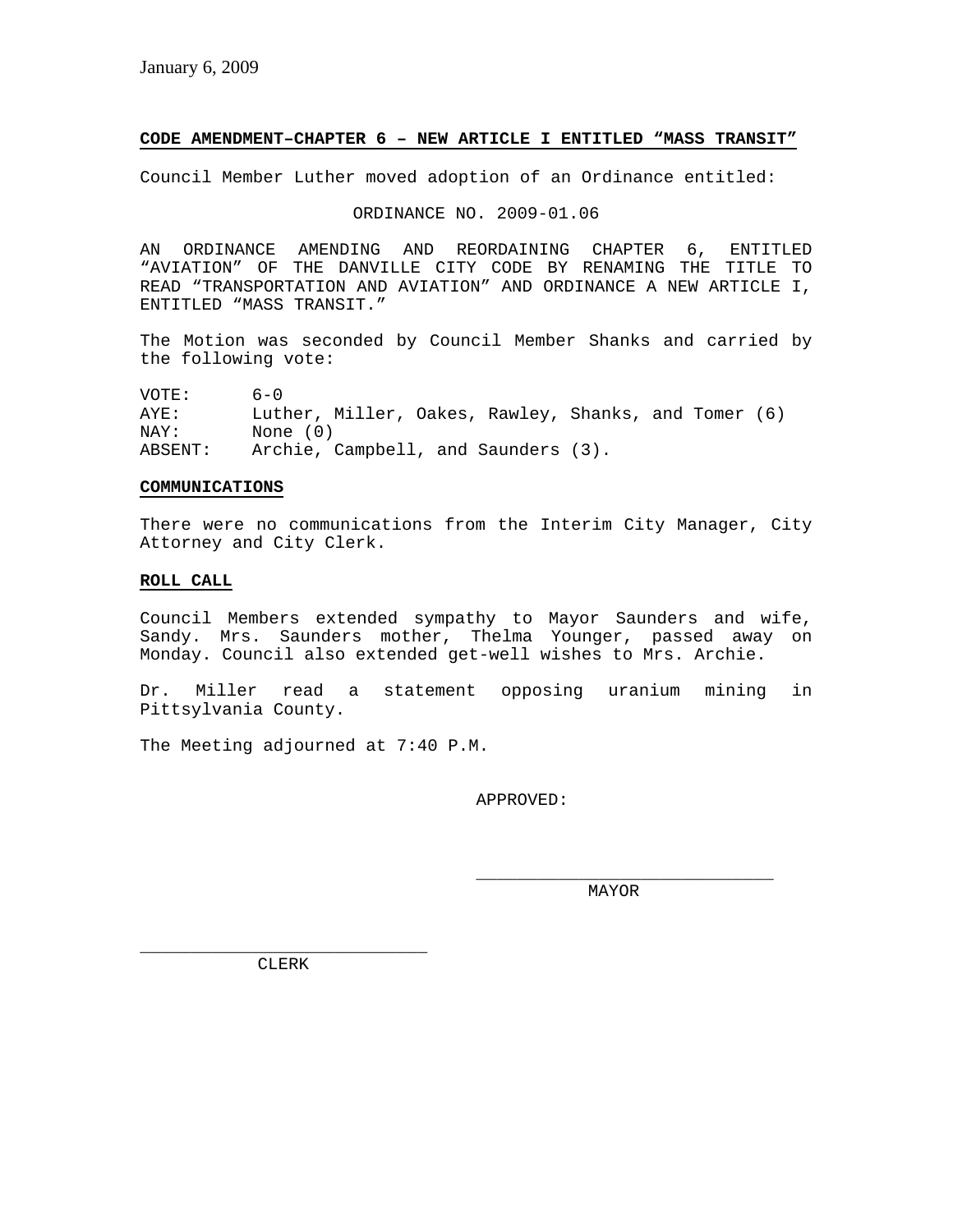**CODE AMENDMENT–CHAPTER 6 – NEW ARTICLE I ENTITLED "MASS TRANSIT"**

Council Member Luther moved adoption of an Ordinance entitled:

ORDINANCE NO. 2009-01.06

AN ORDINANCE AMENDING AND REORDAINING CHAPTER 6, ENTITLED "AVIATION" OF THE DANVILLE CITY CODE BY RENAMING THE TITLE TO READ "TRANSPORTATION AND AVIATION" AND ORDINANCE A NEW ARTICLE I, ENTITLED "MASS TRANSIT."

The Motion was seconded by Council Member Shanks and carried by the following vote:

| | |
|---|---|
| VOTE: | 6-0 |
| AYE: | Luther, Miller, Oakes, Rawley, Shanks, and Tomer (6) |
| NAY: | None (0) |
| ABSENT: | Archie, Campbell, and Saunders (3). |

**COMMUNICATIONS**

There were no communications from the Interim City Manager, City Attorney and City Clerk.

**ROLL CALL**

Council Members extended sympathy to Mayor Saunders and wife, Sandy. Mrs. Saunders mother, Thelma Younger, passed away on Monday. Council also extended get-well wishes to Mrs. Archie.

Dr. Miller read a statement opposing uranium mining in Pittsylvania County.

The Meeting adjourned at 7:40 P.M.

APPROVED:

_____________________________
MAYOR

_____________________________
CLERK